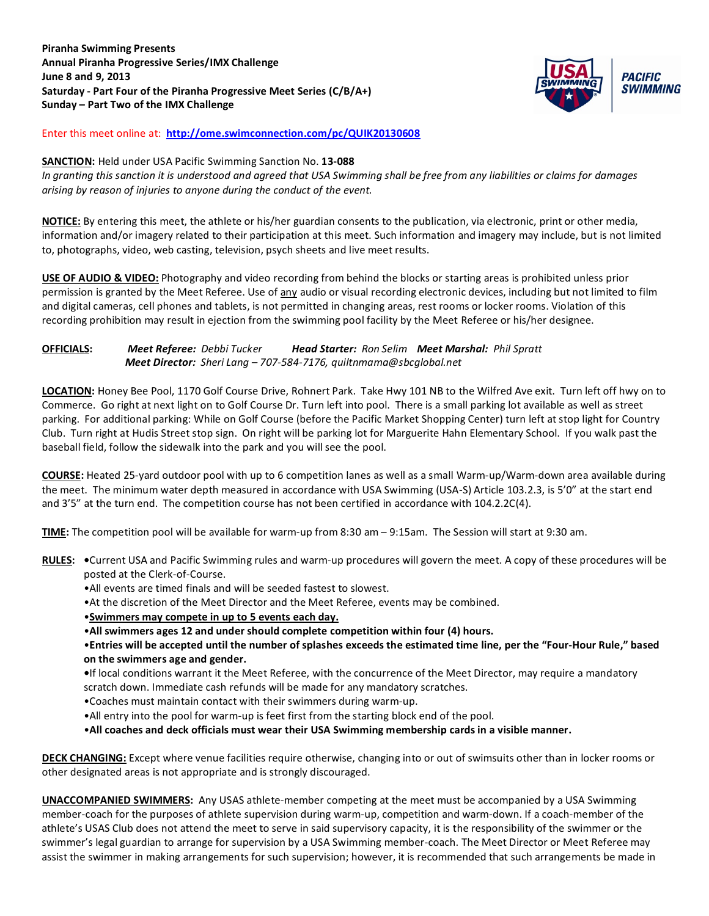**Piranha Swimming Presents**
**Annual Piranha Progressive Series/IMX Challenge**
**June 8 and 9, 2013**
**Saturday - Part Four of the Piranha Progressive Meet Series (C/B/A+)**
**Sunday – Part Two of the IMX Challenge**

Enter this meet online at: **http://ome.swimconnection.com/pc/QUIK20130608**

**SANCTION:** Held under USA Pacific Swimming Sanction No. **13-088**
*In granting this sanction it is understood and agreed that USA Swimming shall be free from any liabilities or claims for damages arising by reason of injuries to anyone during the conduct of the event.*

**NOTICE:** By entering this meet, the athlete or his/her guardian consents to the publication, via electronic, print or other media, information and/or imagery related to their participation at this meet. Such information and imagery may include, but is not limited to, photographs, video, web casting, television, psych sheets and live meet results.

**USE OF AUDIO & VIDEO:** Photography and video recording from behind the blocks or starting areas is prohibited unless prior permission is granted by the Meet Referee. Use of any audio or visual recording electronic devices, including but not limited to film and digital cameras, cell phones and tablets, is not permitted in changing areas, rest rooms or locker rooms. Violation of this recording prohibition may result in ejection from the swimming pool facility by the Meet Referee or his/her designee.

**OFFICIALS:** ***Meet Referee:*** *Debbi Tucker* ***Head Starter:*** *Ron Selim* ***Meet Marshal:*** *Phil Spratt*
***Meet Director:*** *Sheri Lang – 707-584-7176, quiltnmama@sbcglobal.net*

**LOCATION:** Honey Bee Pool, 1170 Golf Course Drive, Rohnert Park. Take Hwy 101 NB to the Wilfred Ave exit. Turn left off hwy on to Commerce. Go right at next light on to Golf Course Dr. Turn left into pool. There is a small parking lot available as well as street parking. For additional parking: While on Golf Course (before the Pacific Market Shopping Center) turn left at stop light for Country Club. Turn right at Hudis Street stop sign. On right will be parking lot for Marguerite Hahn Elementary School. If you walk past the baseball field, follow the sidewalk into the park and you will see the pool.

**COURSE:** Heated 25-yard outdoor pool with up to 6 competition lanes as well as a small Warm-up/Warm-down area available during the meet. The minimum water depth measured in accordance with USA Swimming (USA-S) Article 103.2.3, is 5'0" at the start end and 3'5" at the turn end. The competition course has not been certified in accordance with 104.2.2C(4).

**TIME:** The competition pool will be available for warm-up from 8:30 am – 9:15am. The Session will start at 9:30 am.

**RULES:**
- Current USA and Pacific Swimming rules and warm-up procedures will govern the meet. A copy of these procedures will be posted at the Clerk-of-Course.
- All events are timed finals and will be seeded fastest to slowest.
- At the discretion of the Meet Director and the Meet Referee, events may be combined.
- **Swimmers may compete in up to 5 events each day.**
- **All swimmers ages 12 and under should complete competition within four (4) hours.**
- **Entries will be accepted until the number of splashes exceeds the estimated time line, per the "Four-Hour Rule," based on the swimmers age and gender.**
- If local conditions warrant it the Meet Referee, with the concurrence of the Meet Director, may require a mandatory scratch down. Immediate cash refunds will be made for any mandatory scratches.
- Coaches must maintain contact with their swimmers during warm-up.
- All entry into the pool for warm-up is feet first from the starting block end of the pool.
- **All coaches and deck officials must wear their USA Swimming membership cards in a visible manner.**

**DECK CHANGING:** Except where venue facilities require otherwise, changing into or out of swimsuits other than in locker rooms or other designated areas is not appropriate and is strongly discouraged.

**UNACCOMPANIED SWIMMERS:** Any USAS athlete-member competing at the meet must be accompanied by a USA Swimming member-coach for the purposes of athlete supervision during warm-up, competition and warm-down. If a coach-member of the athlete's USAS Club does not attend the meet to serve in said supervisory capacity, it is the responsibility of the swimmer or the swimmer's legal guardian to arrange for supervision by a USA Swimming member-coach. The Meet Director or Meet Referee may assist the swimmer in making arrangements for such supervision; however, it is recommended that such arrangements be made in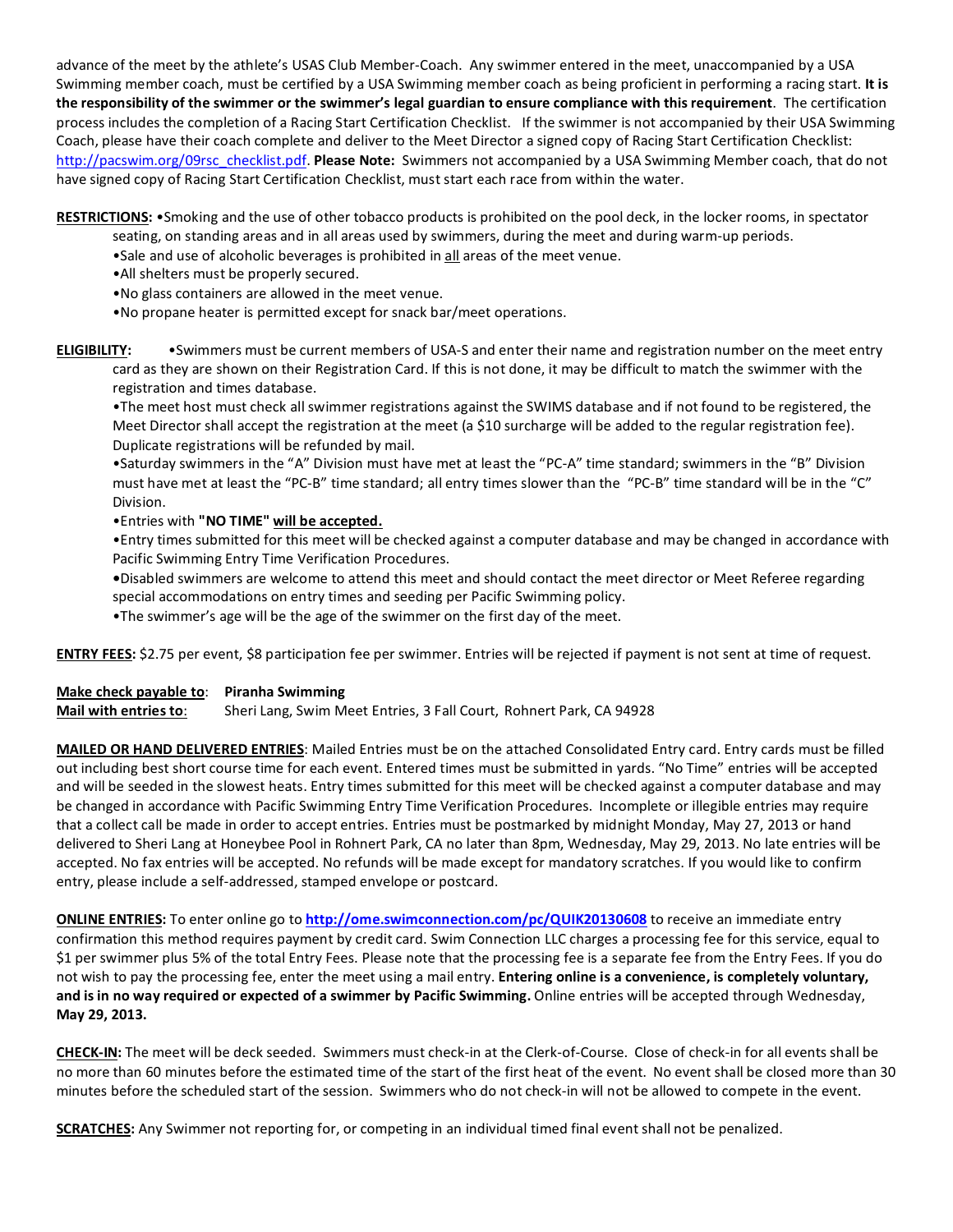advance of the meet by the athlete's USAS Club Member-Coach. Any swimmer entered in the meet, unaccompanied by a USA Swimming member coach, must be certified by a USA Swimming member coach as being proficient in performing a racing start. **It is the responsibility of the swimmer or the swimmer's legal guardian to ensure compliance with this requirement**. The certification process includes the completion of a Racing Start Certification Checklist. If the swimmer is not accompanied by their USA Swimming Coach, please have their coach complete and deliver to the Meet Director a signed copy of Racing Start Certification Checklist: http://pacswim.org/09rsc_checklist.pdf. **Please Note:** Swimmers not accompanied by a USA Swimming Member coach, that do not have signed copy of Racing Start Certification Checklist, must start each race from within the water.

**RESTRICTIONS:** •Smoking and the use of other tobacco products is prohibited on the pool deck, in the locker rooms, in spectator seating, on standing areas and in all areas used by swimmers, during the meet and during warm-up periods.
- •Sale and use of alcoholic beverages is prohibited in all areas of the meet venue.
- •All shelters must be properly secured.
- •No glass containers are allowed in the meet venue.
- •No propane heater is permitted except for snack bar/meet operations.

**ELIGIBILITY:** •Swimmers must be current members of USA-S and enter their name and registration number on the meet entry card as they are shown on their Registration Card. If this is not done, it may be difficult to match the swimmer with the registration and times database.
- •The meet host must check all swimmer registrations against the SWIMS database and if not found to be registered, the Meet Director shall accept the registration at the meet (a $10 surcharge will be added to the regular registration fee). Duplicate registrations will be refunded by mail.
- •Saturday swimmers in the "A" Division must have met at least the "PC-A" time standard; swimmers in the "B" Division must have met at least the "PC-B" time standard; all entry times slower than the "PC-B" time standard will be in the "C" Division.
- •Entries with **"NO TIME"** **will be accepted.**
- •Entry times submitted for this meet will be checked against a computer database and may be changed in accordance with Pacific Swimming Entry Time Verification Procedures.
- •Disabled swimmers are welcome to attend this meet and should contact the meet director or Meet Referee regarding special accommodations on entry times and seeding per Pacific Swimming policy.
- •The swimmer's age will be the age of the swimmer on the first day of the meet.

**ENTRY FEES:** $2.75 per event, $8 participation fee per swimmer. Entries will be rejected if payment is not sent at time of request.

**Make check payable to**: **Piranha Swimming**
**Mail with entries to**: Sheri Lang, Swim Meet Entries, 3 Fall Court, Rohnert Park, CA 94928

**MAILED OR HAND DELIVERED ENTRIES**: Mailed Entries must be on the attached Consolidated Entry card. Entry cards must be filled out including best short course time for each event. Entered times must be submitted in yards. "No Time" entries will be accepted and will be seeded in the slowest heats. Entry times submitted for this meet will be checked against a computer database and may be changed in accordance with Pacific Swimming Entry Time Verification Procedures. Incomplete or illegible entries may require that a collect call be made in order to accept entries. Entries must be postmarked by midnight Monday, May 27, 2013 or hand delivered to Sheri Lang at Honeybee Pool in Rohnert Park, CA no later than 8pm, Wednesday, May 29, 2013. No late entries will be accepted. No fax entries will be accepted. No refunds will be made except for mandatory scratches. If you would like to confirm entry, please include a self-addressed, stamped envelope or postcard.

**ONLINE ENTRIES:** To enter online go to **http://ome.swimconnection.com/pc/QUIK20130608** to receive an immediate entry confirmation this method requires payment by credit card. Swim Connection LLC charges a processing fee for this service, equal to $1 per swimmer plus 5% of the total Entry Fees. Please note that the processing fee is a separate fee from the Entry Fees. If you do not wish to pay the processing fee, enter the meet using a mail entry. **Entering online is a convenience, is completely voluntary, and is in no way required or expected of a swimmer by Pacific Swimming.** Online entries will be accepted through Wednesday, **May 29, 2013.**

**CHECK-IN:** The meet will be deck seeded. Swimmers must check-in at the Clerk-of-Course. Close of check-in for all events shall be no more than 60 minutes before the estimated time of the start of the first heat of the event. No event shall be closed more than 30 minutes before the scheduled start of the session. Swimmers who do not check-in will not be allowed to compete in the event.

**SCRATCHES:** Any Swimmer not reporting for, or competing in an individual timed final event shall not be penalized.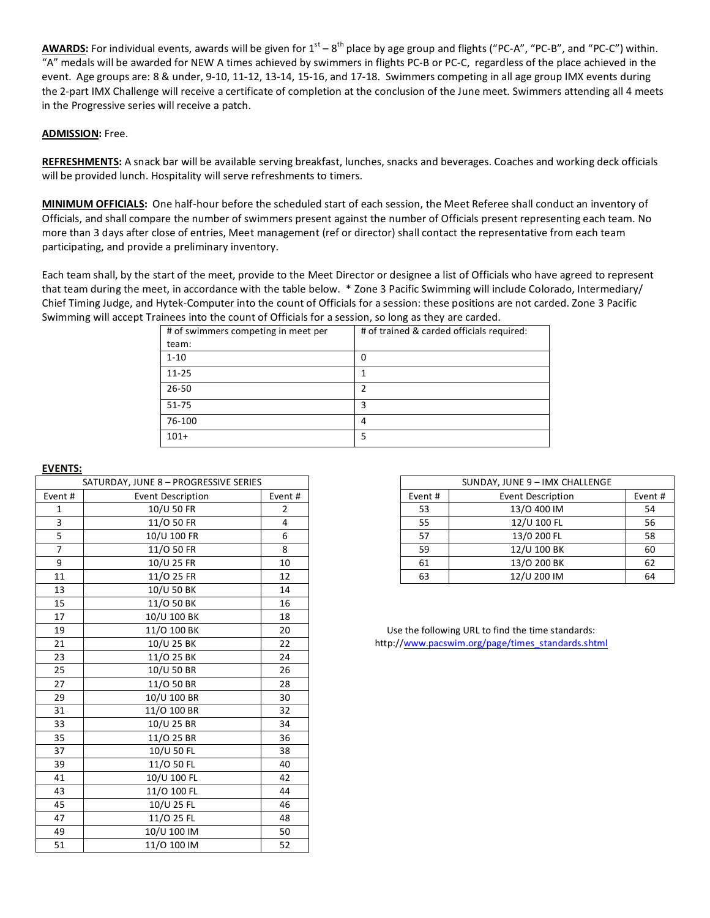**AWARDS:** For individual events, awards will be given for 1st – 8th place by age group and flights ("PC-A", "PC-B", and "PC-C") within. "A" medals will be awarded for NEW A times achieved by swimmers in flights PC-B or PC-C, regardless of the place achieved in the event. Age groups are: 8 & under, 9-10, 11-12, 13-14, 15-16, and 17-18. Swimmers competing in all age group IMX events during the 2-part IMX Challenge will receive a certificate of completion at the conclusion of the June meet. Swimmers attending all 4 meets in the Progressive series will receive a patch.

**ADMISSION:** Free.

**REFRESHMENTS:** A snack bar will be available serving breakfast, lunches, snacks and beverages. Coaches and working deck officials will be provided lunch. Hospitality will serve refreshments to timers.

**MINIMUM OFFICIALS:** One half-hour before the scheduled start of each session, the Meet Referee shall conduct an inventory of Officials, and shall compare the number of swimmers present against the number of Officials present representing each team. No more than 3 days after close of entries, Meet management (ref or director) shall contact the representative from each team participating, and provide a preliminary inventory.

Each team shall, by the start of the meet, provide to the Meet Director or designee a list of Officials who have agreed to represent that team during the meet, in accordance with the table below. * Zone 3 Pacific Swimming will include Colorado, Intermediary/ Chief Timing Judge, and Hytek-Computer into the count of Officials for a session: these positions are not carded. Zone 3 Pacific Swimming will accept Trainees into the count of Officials for a session, so long as they are carded.

| # of swimmers competing in meet per team: | # of trained & carded officials required: |
|---|---|
| 1-10 | 0 |
| 11-25 | 1 |
| 26-50 | 2 |
| 51-75 | 3 |
| 76-100 | 4 |
| 101+ | 5 |

**EVENTS:**

| SATURDAY, JUNE 8 – PROGRESSIVE SERIES | | |
|---|---|---|
| Event # | Event Description | Event # |
| 1 | 10/U 50 FR | 2 |
| 3 | 11/O 50 FR | 4 |
| 5 | 10/U 100 FR | 6 |
| 7 | 11/O 50 FR | 8 |
| 9 | 10/U 25 FR | 10 |
| 11 | 11/O 25 FR | 12 |
| 13 | 10/U 50 BK | 14 |
| 15 | 11/O 50 BK | 16 |
| 17 | 10/U 100 BK | 18 |
| 19 | 11/O 100 BK | 20 |
| 21 | 10/U 25 BK | 22 |
| 23 | 11/O 25 BK | 24 |
| 25 | 10/U 50 BR | 26 |
| 27 | 11/O 50 BR | 28 |
| 29 | 10/U 100 BR | 30 |
| 31 | 11/O 100 BR | 32 |
| 33 | 10/U 25 BR | 34 |
| 35 | 11/O 25 BR | 36 |
| 37 | 10/U 50 FL | 38 |
| 39 | 11/O 50 FL | 40 |
| 41 | 10/U 100 FL | 42 |
| 43 | 11/O 100 FL | 44 |
| 45 | 10/U 25 FL | 46 |
| 47 | 11/O 25 FL | 48 |
| 49 | 10/U 100 IM | 50 |
| 51 | 11/O 100 IM | 52 |

| SUNDAY, JUNE 9 – IMX CHALLENGE | | |
|---|---|---|
| Event # | Event Description | Event # |
| 53 | 13/O 400 IM | 54 |
| 55 | 12/U 100 FL | 56 |
| 57 | 13/0 200 FL | 58 |
| 59 | 12/U 100 BK | 60 |
| 61 | 13/O 200 BK | 62 |
| 63 | 12/U 200 IM | 64 |

Use the following URL to find the time standards: http://www.pacswim.org/page/times_standards.shtml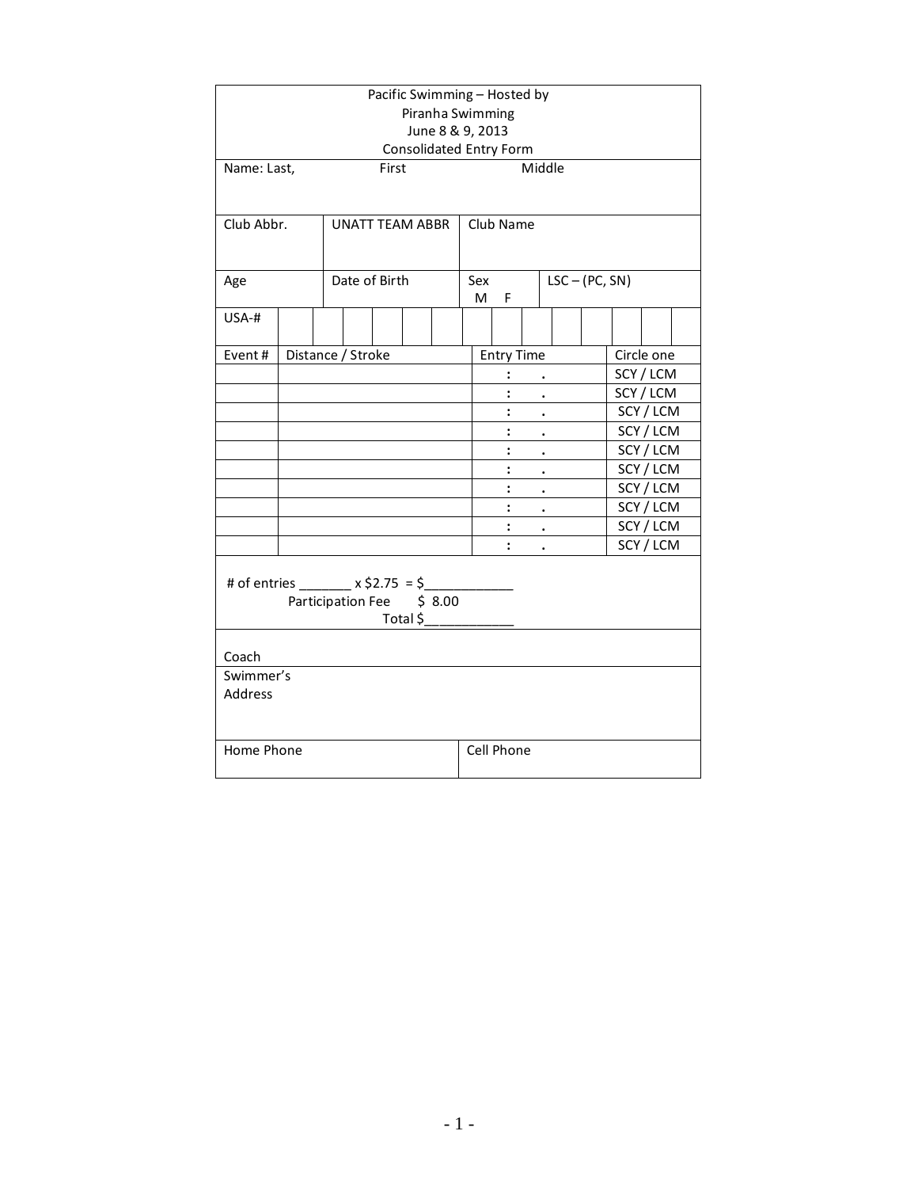Pacific Swimming – Hosted by
Piranha Swimming
June 8 & 9, 2013
Consolidated Entry Form

| Name: Last, | First | Middle |
|---|---|---|
| | | |

| Club Abbr. | UNATT TEAM ABBR | Club Name |
|---|---|---|
| | | |

| Age | Date of Birth | Sex M F | LSC – (PC, SN) |
|---|---|---|---|
| | | | |

| USA-# | | | | | | | | | | | | | | |
|---|---|---|---|---|---|---|---|---|---|---|---|---|---|---|

| Event # | Distance / Stroke | Entry Time | Circle one |
|---|---|---|---|
| | | : . | SCY / LCM |
| | | : . | SCY / LCM |
| | | : . | SCY / LCM |
| | | : . | SCY / LCM |
| | | : . | SCY / LCM |
| | | : . | SCY / LCM |
| | | : . | SCY / LCM |
| | | : . | SCY / LCM |
| | | : . | SCY / LCM |
| | | : . | SCY / LCM |

# of entries _______ x $2.75 = $___________
Participation Fee $ 8.00
Total $___________

Coach

Swimmer's Address

| Home Phone | Cell Phone |
|---|---|
| | |